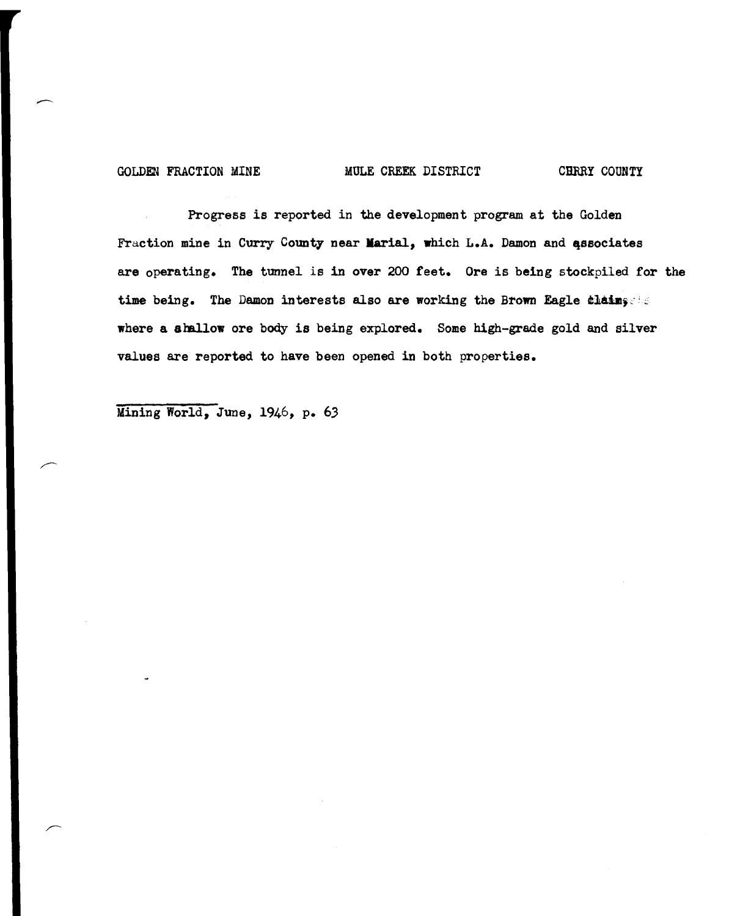GOLDEN FRACTION MINE MULE CREEK DISTRICT CHRRY COUNTY

Progress is reported in the development program at the Golden Fraction mine in Curry County near Marial, which L.A. Damon and associates are operating. The tunnel is in over 200 feet. Ore is being stockpiled for the time being. The Damon interests also are working the Brown Eagle claims, where a shallow ore body is being explored. Some high-grade gold and silver values are reported to have been opened in both properties.

Mining World, June, 1946, p. 63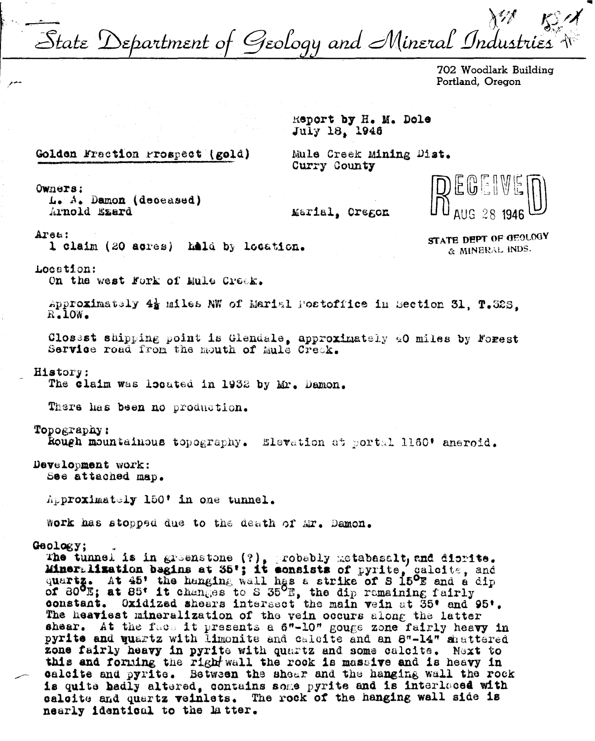# State Department of Geology and Mineral Industries

702 Woodlark Building
Portland, Oregon

Report by H. M. Dole
July 18, 1946

**Golden Fraction Prospect (gold)**

Mule Creek Mining Dist.
Curry County

RECEIVED AUG 28 1946
STATE DEPT OF GEOLOGY & MINERAL INDS.

Owners:
L. A. Damon (deceased)
Arnold Ezard — Marial, Oregon

Area:
1 claim (20 acres) held by location.

Location:
On the West Fork of Mule Creek.

Approximately 4½ miles NW of Marial Postoffice in Section 31, T.32S, R.10W.

Closest shipping point is Glendale, approximately 40 miles by Forest Service road from the mouth of Mule Creek.

History:
The claim was located in 1932 by Mr. Damon.

There has been no production.

Topography:
Rough mountainous topography. Elevation at portal 1160' aneroid.

Development work:
See attached map.

Approximately 150' in one tunnel.

Work has stopped due to the death of Mr. Damon.

Geology;
The tunnel is in greenstone (?), probably metabasalt, and diorite. Mineralization begins at 35'; it consists of pyrite, calcite, and quartz. At 45' the hanging wall has a strike of S 15°E and a dip of 80°E; at 85' it changes to S 35°E, the dip remaining fairly constant. Oxidized shears intersect the main vein at 35' and 95'. The heaviest mineralization of the vein occurs along the latter shear. At the face it presents a 6"-10" gouge zone fairly heavy in pyrite and quartz with limonite and calcite and an 8"-14" shattered zone fairly heavy in pyrite with quartz and some calcite. Next to this and forming the right wall the rock is massive and is heavy in calcite and pyrite. Between the shear and the hanging wall the rock is quite badly altered, contains some pyrite and is interlaced with calcite and quartz veinlets. The rock of the hanging wall side is nearly identical to the latter.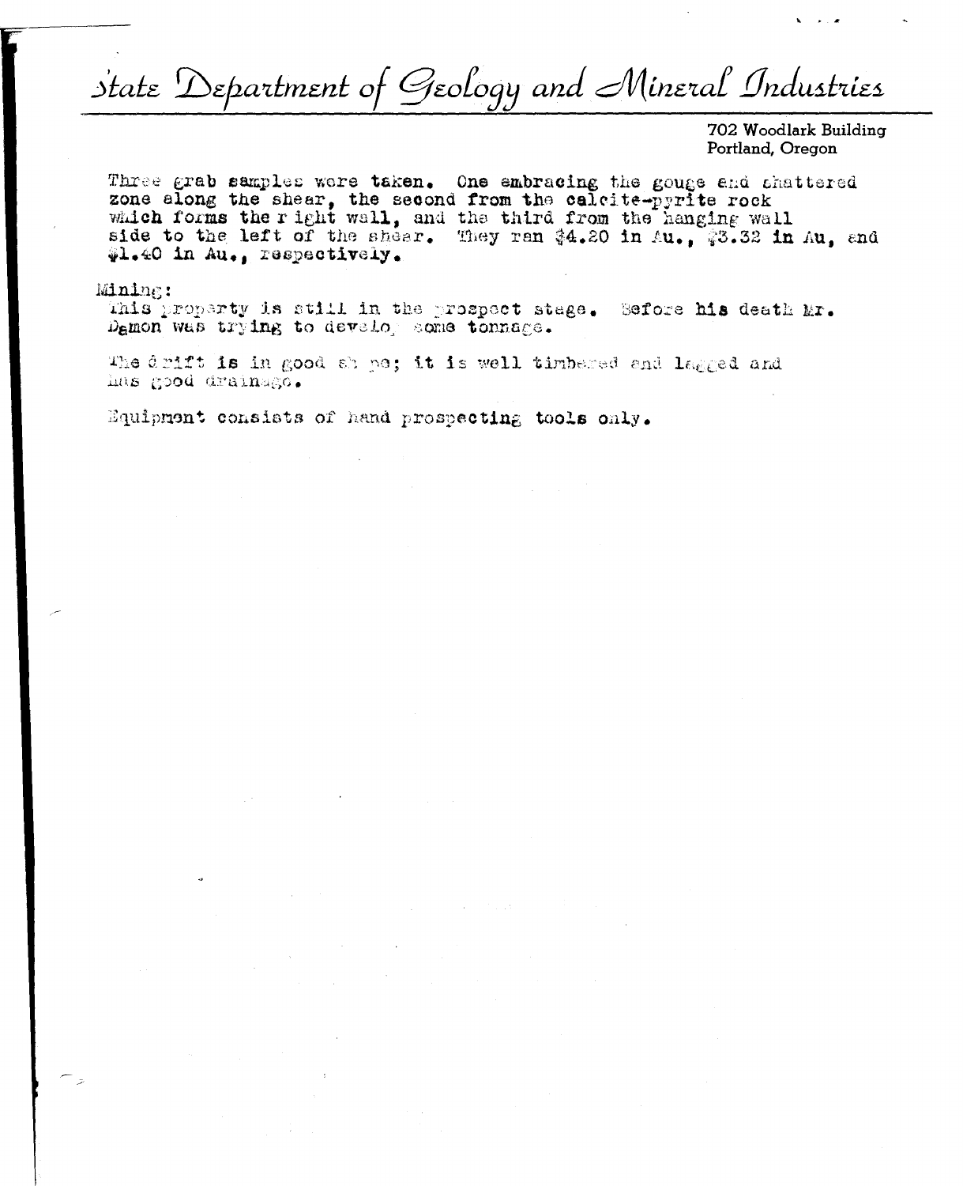State Department of Geology and Mineral Industries

702 Woodlark Building
Portland, Oregon

Three grab samples were taken. One embracing the gouge and shattered zone along the shear, the second from the calcite-pyrite rock which forms the right wall, and the third from the hanging wall side to the left of the shear. They ran $4.20 in Au., $3.32 in Au, and $1.40 in Au., respectively.

Mining:
This property is still in the prospect stage. Before his death Mr. Damon was trying to develop some tonnage.

The drift is in good shape; it is well timbered and lagged and has good drainage.

Equipment consists of hand prospecting tools only.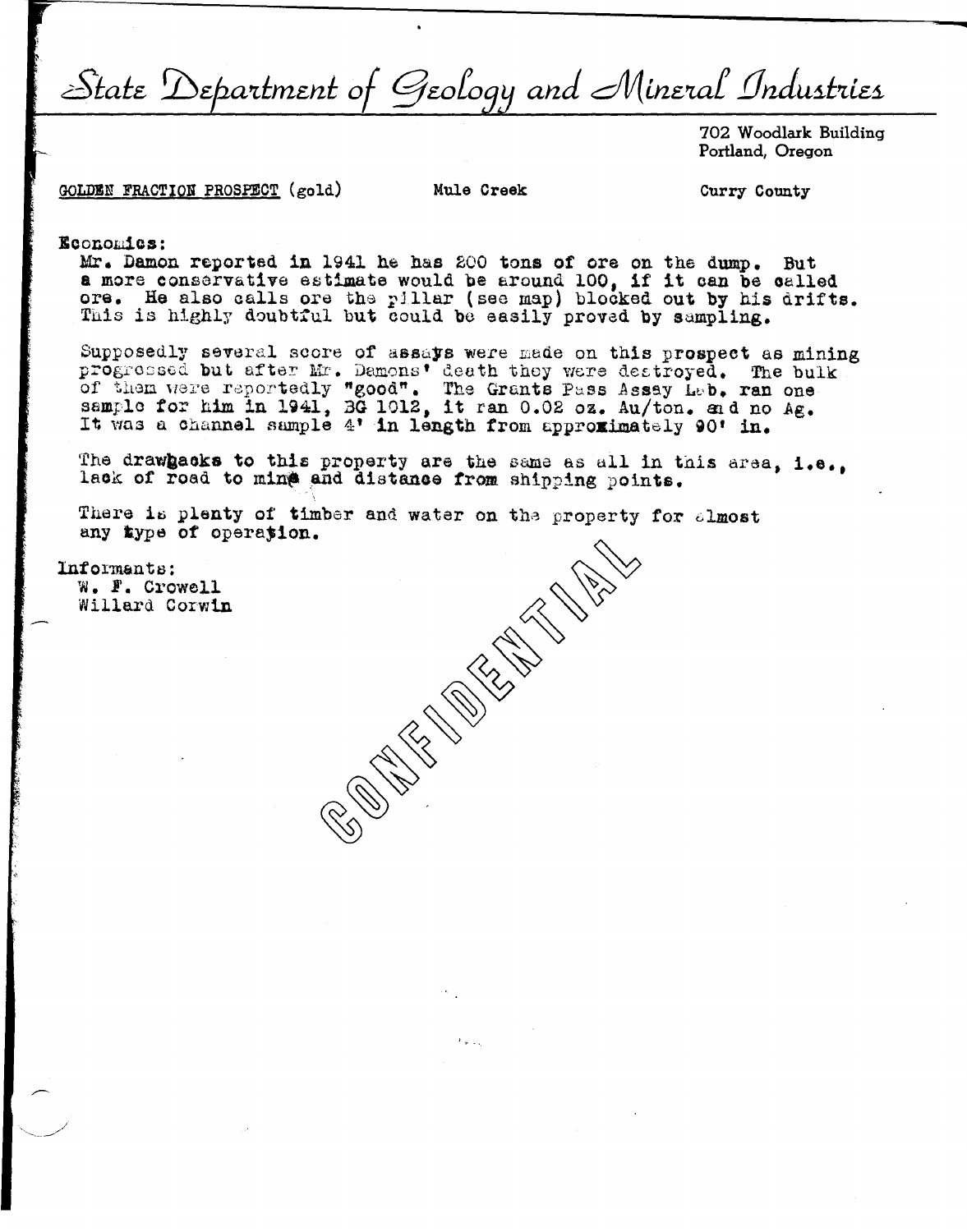# State Department of Geology and Mineral Industries

702 Woodlark Building
Portland, Oregon

GOLDEN FRACTION PROSPECT (gold) Mule Creek Curry County

Economics:

Mr. Damon reported in 1941 he has 200 tons of ore on the dump. But a more conservative estimate would be around 100, if it can be called ore. He also calls ore the pillar (see map) blocked out by his drifts. This is highly doubtful but could be easily proved by sampling.

Supposedly several score of assays were made on this prospect as mining progressed but after Mr. Damons' death they were destroyed. The bulk of them were reportedly "good". The Grants Pass Assay Lab. ran one sample for him in 1941, BG 1012, it ran 0.02 oz. Au/ton. and no Ag. It was a channel sample 4' in length from approximately 90' in.

The drawbacks to this property are the same as all in this area, i.e., lack of road to mine and distance from shipping points.

There is plenty of timber and water on the property for almost any type of operation.

Informants:
W. F. Crowell
Willard Corwin

CONFIDENTIAL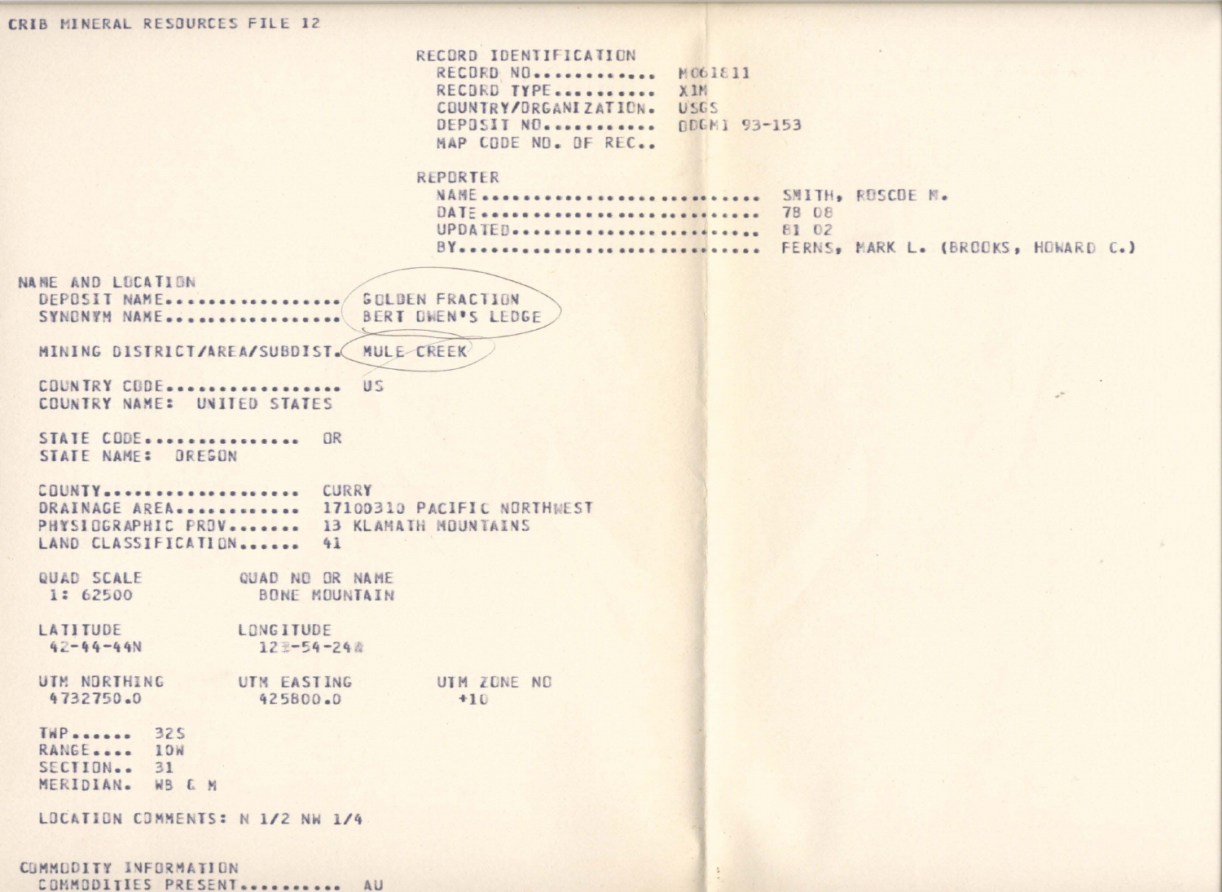CRIB MINERAL RESOURCES FILE 12

RECORD IDENTIFICATION
- RECORD NO............ M061811
- RECORD TYPE.......... X1M
- COUNTRY/ORGANIZATION. USGS
- DEPOSIT NO........... DDGMI 93-153
- MAP CODE NO. OF REC..

REPORTER
- NAME........................... SMITH, ROSCOE M.
- DATE........................... 78 08
- UPDATED........................ 81 02
- BY............................. FERNS, MARK L. (BROOKS, HOWARD C.)

NAME AND LOCATION
- DEPOSIT NAME................. GOLDEN FRACTION
- SYNONYM NAME................. BERT OWEN'S LEDGE

- MINING DISTRICT/AREA/SUBDIST. MULE CREEK

- COUNTRY CODE................. US
- COUNTRY NAME: UNITED STATES

- STATE CODE............. OR
- STATE NAME: OREGON

- COUNTY................. CURRY
- DRAINAGE AREA.......... 17100310 PACIFIC NORTHWEST
- PHYSIOGRAPHIC PROV...... 13 KLAMATH MOUNTAINS
- LAND CLASSIFICATION...... 41

| QUAD SCALE | QUAD NO OR NAME | |
|---|---|---|
| 1: 62500 | BONE MOUNTAIN | |
| **LATITUDE** | **LONGITUDE** | |
| 42-44-44N | 123-54-24W | |
| **UTM NORTHING** | **UTM EASTING** | **UTM ZONE NO** |
| 4732750.0 | 425800.0 | +10 |

- TWP...... 32S
- RANGE.... 10W
- SECTION.. 31
- MERIDIAN. WB & M

LOCATION COMMENTS: N 1/2 NW 1/4

COMMODITY INFORMATION
- COMMODITIES PRESENT........... AU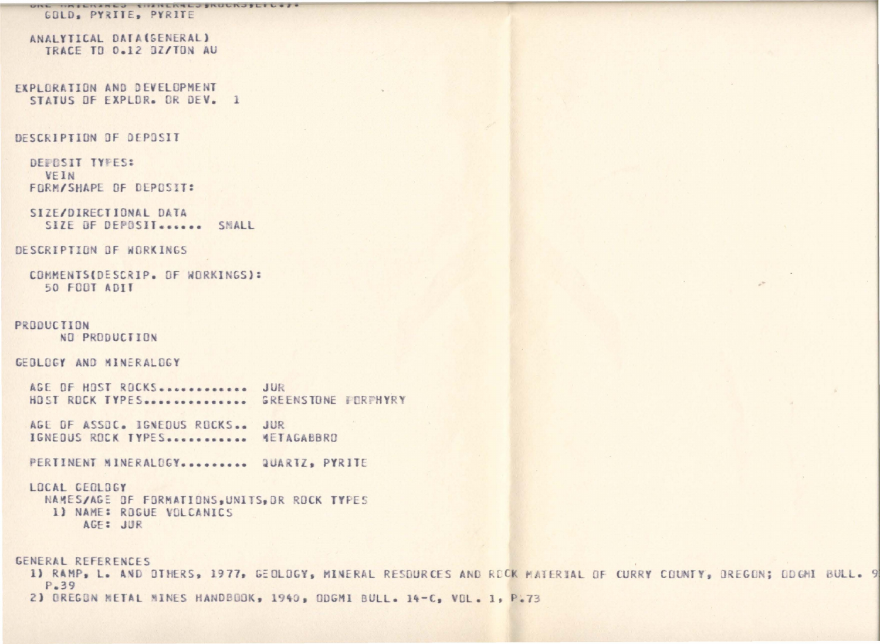ORE MATERIALS (MINERALS,ROCKS,ETC.):
GOLD, PYRITE, PYRITE

ANALYTICAL DATA(GENERAL)
TRACE TO 0.12 OZ/TON AU

EXPLORATION AND DEVELOPMENT
STATUS OF EXPLOR. OR DEV. 1

DESCRIPTION OF DEPOSIT

DEPOSIT TYPES:
VEIN
FORM/SHAPE OF DEPOSIT:

SIZE/DIRECTIONAL DATA
SIZE OF DEPOSIT...... SMALL

DESCRIPTION OF WORKINGS

COMMENTS(DESCRIP. OF WORKINGS):
50 FOOT ADIT

PRODUCTION
NO PRODUCTION

GEOLOGY AND MINERALOGY

AGE OF HOST ROCKS............ JUR
HOST ROCK TYPES.............. GREENSTONE PORPHYRY

AGE OF ASSOC. IGNEOUS ROCKS.. JUR
IGNEOUS ROCK TYPES........... METAGABBRO

PERTINENT MINERALOGY......... QUARTZ, PYRITE

LOCAL GEOLOGY
NAMES/AGE OF FORMATIONS,UNITS,OR ROCK TYPES
1) NAME: ROGUE VOLCANICS
AGE: JUR

GENERAL REFERENCES
1) RAMP, L. AND OTHERS, 1977, GEOLOGY, MINERAL RESOURCES AND ROCK MATERIAL OF CURRY COUNTY, OREGON; ODGMI BULL. 9
P.39
2) OREGON METAL MINES HANDBOOK, 1940, ODGMI BULL. 14-C, VOL. 1, P.73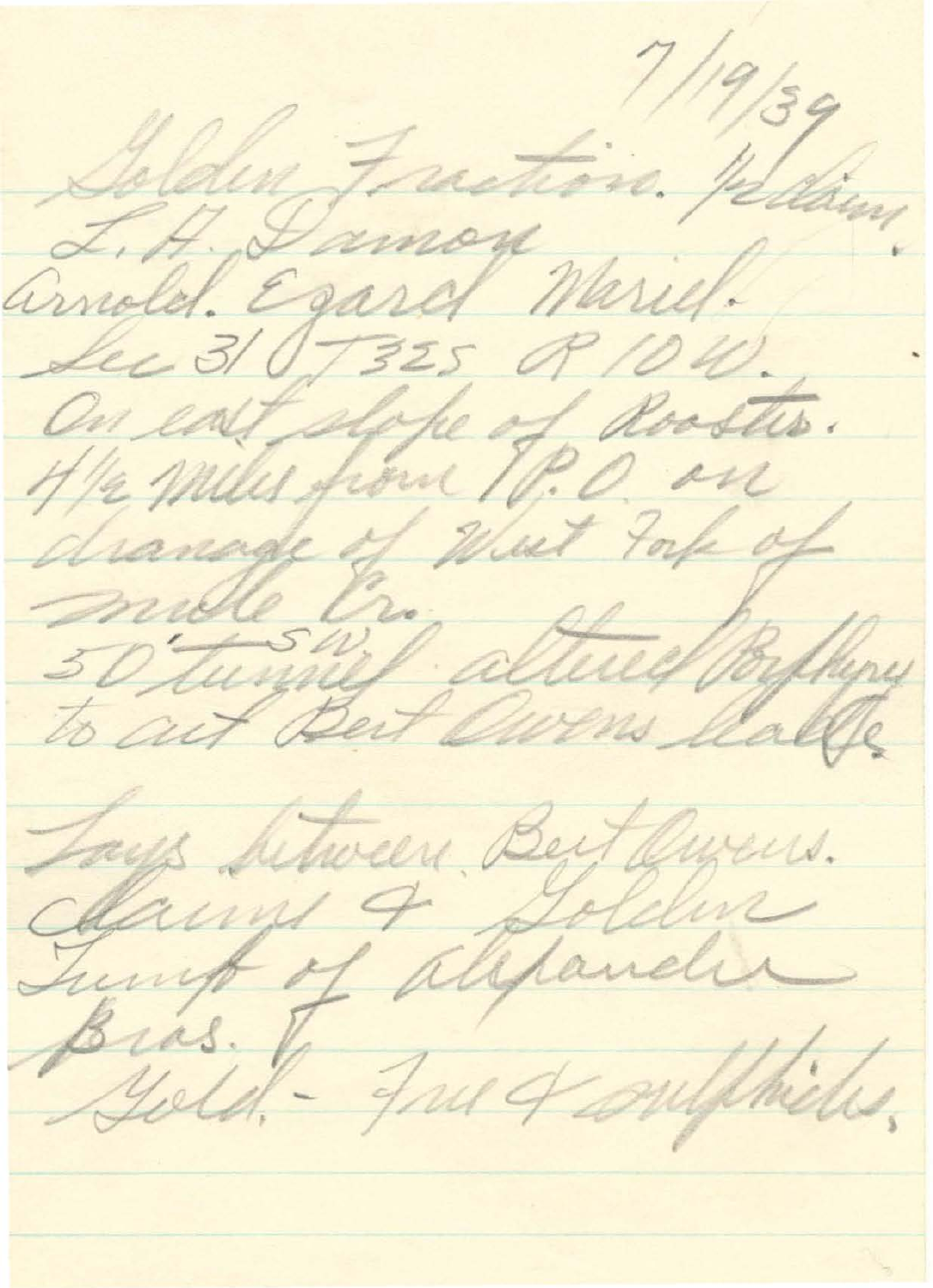7/19/39

Golden Fraction. 1 claim.
L. H. Damon
Arnold. Egard Mariel.
Sec 31 T32S R10W.
On east slope of Rooster.
4½ miles from T.P.O. on
drainage of West Fork of
Mule Cr.
50' SW tunnel altered Porphyry
to cut Best Owens ledge.

Lays between Best Owens.
claims & Golden
Trump of Alexander
Bros.
Gold. - Free & sulphides.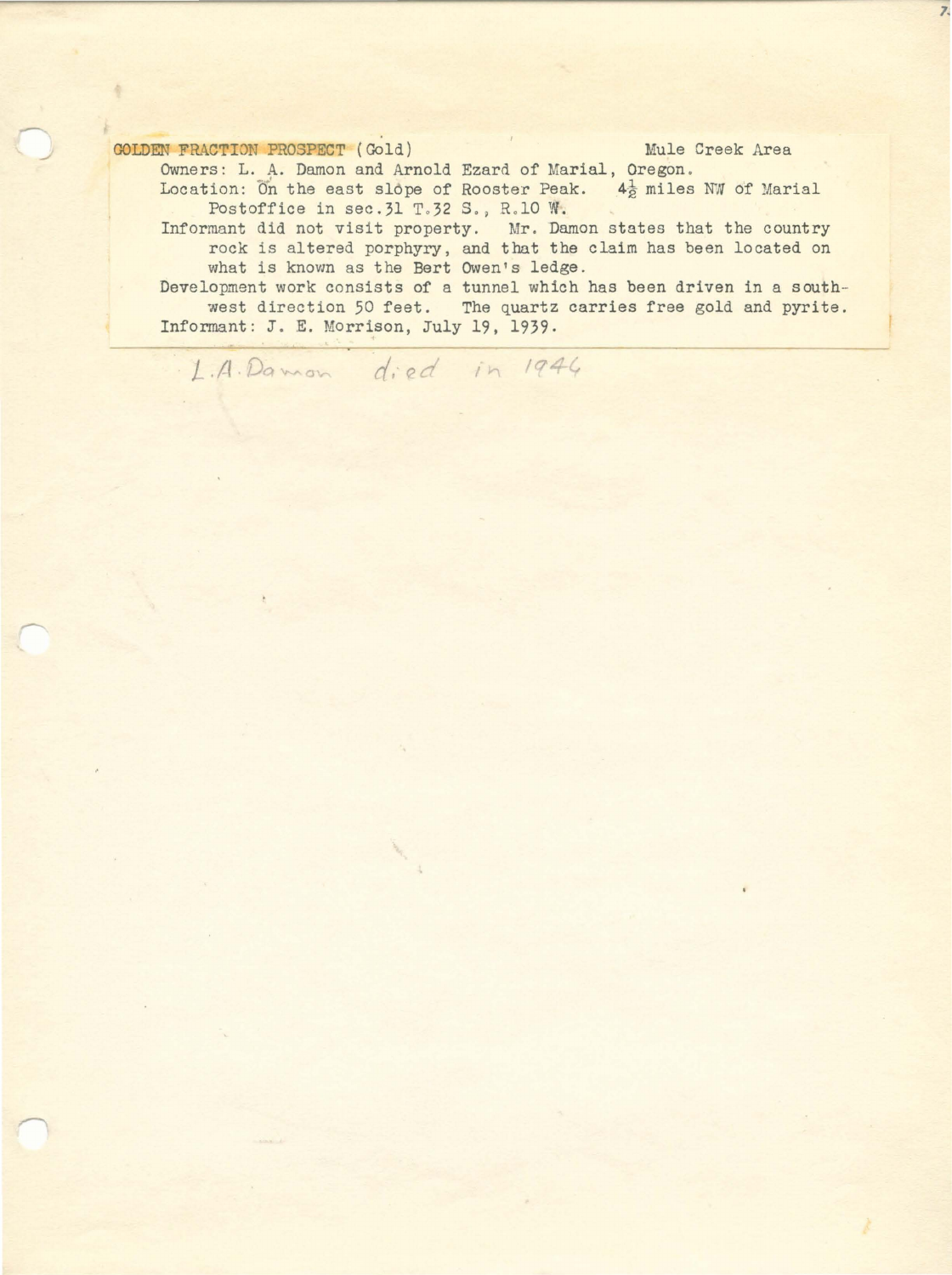**GOLDEN FRACTION PROSPECT** (Gold) Mule Creek Area

Owners: L. A. Damon and Arnold Ezard of Marial, Oregon.

Location: On the east slope of Rooster Peak. 4½ miles NW of Marial Postoffice in sec.31 T.32 S., R.10 W.

Informant did not visit property. Mr. Damon states that the country rock is altered porphyry, and that the claim has been located on what is known as the Bert Owen's ledge.

Development work consists of a tunnel which has been driven in a southwest direction 50 feet. The quartz carries free gold and pyrite.

Informant: J. E. Morrison, July 19, 1939.

L.A. Damon died in 1946